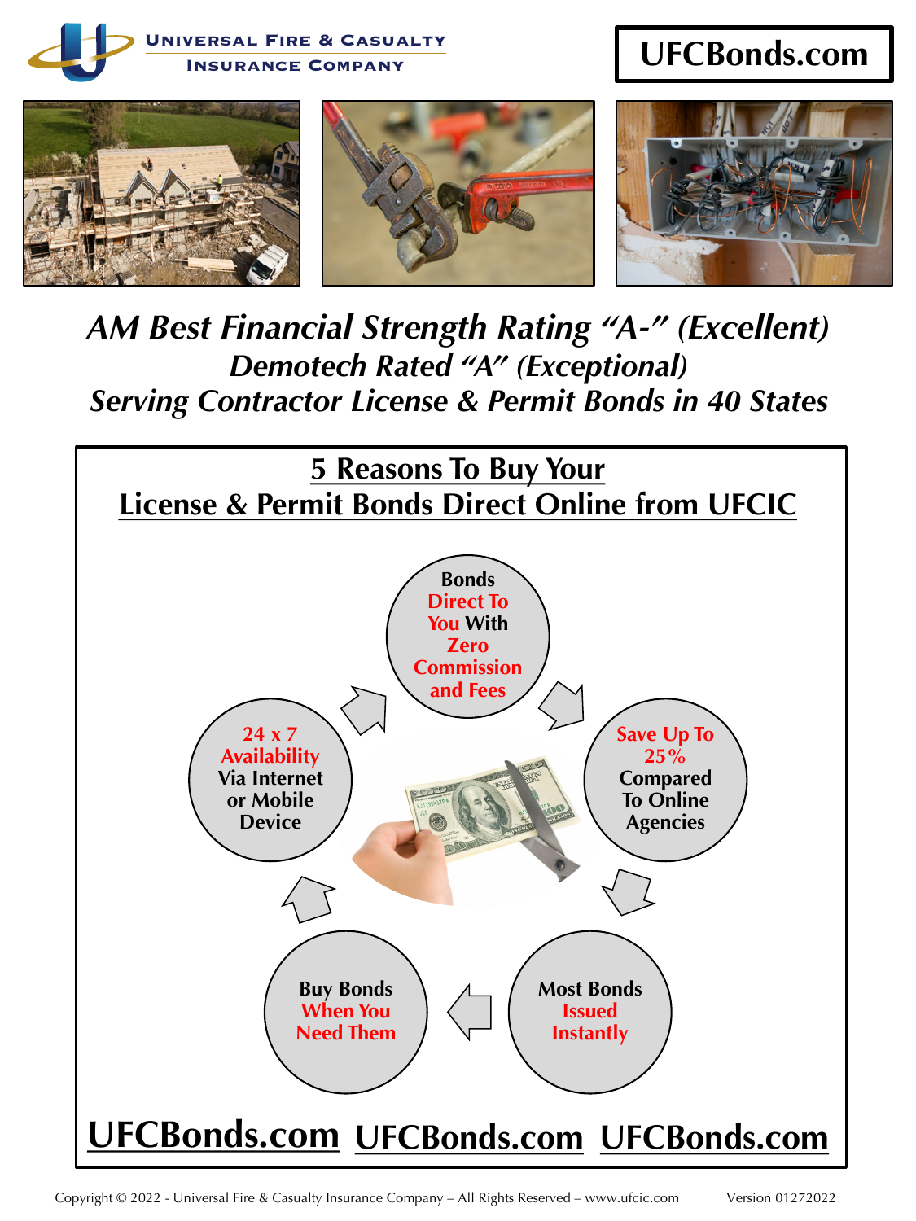**Universal Fire & Casualty Insurance Company**

**UFCBonds.com**

## *AM Best Financial Strength Rating "A-" (Excellent)*

### *Demotech Rated "A" (Exceptional)*

### *Serving Contractor License & Permit Bonds in 40 States*

## 5 Reasons To Buy Your License & Permit Bonds Direct Online from UFCIC

Bonds Direct To You With Zero Commission and Fees

Save Up To 25% Compared To Online Agencies

Most Bonds Issued Instantly

Buy Bonds When You Need Them

24 x 7 Availability Via Internet or Mobile Device

**UFCBonds.com UFCBonds.com UFCBonds.com**

Copyright © 2022 - Universal Fire & Casualty Insurance Company – All Rights Reserved – www.ufcic.com Version 01272022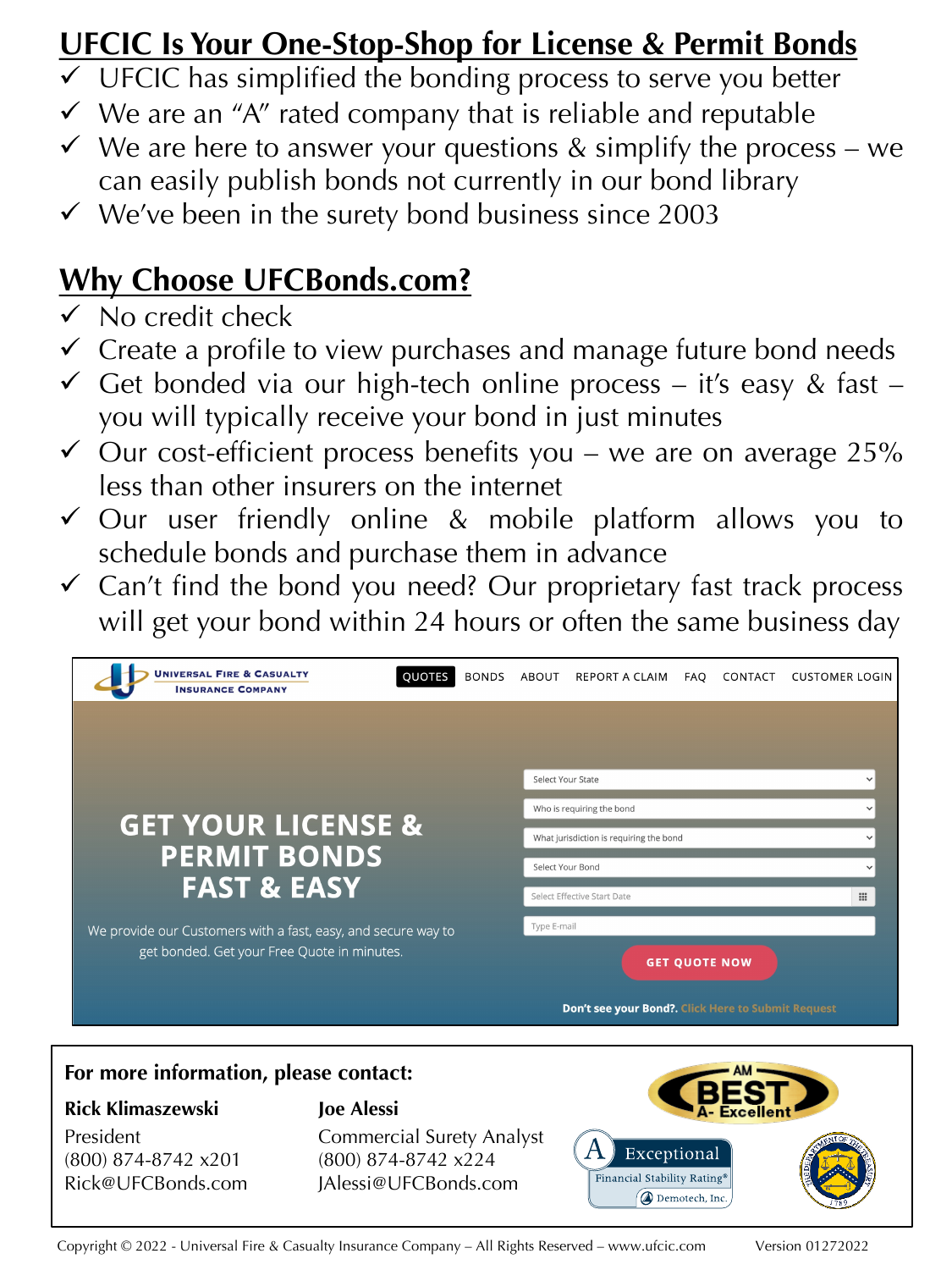## UFCIC Is Your One-Stop-Shop for License & Permit Bonds

- ✓ UFCIC has simplified the bonding process to serve you better
- ✓ We are an "A" rated company that is reliable and reputable
- ✓ We are here to answer your questions & simplify the process – we can easily publish bonds not currently in our bond library
- ✓ We've been in the surety bond business since 2003

## Why Choose UFCBonds.com?

- ✓ No credit check
- ✓ Create a profile to view purchases and manage future bond needs
- ✓ Get bonded via our high-tech online process – it's easy & fast – you will typically receive your bond in just minutes
- ✓ Our cost-efficient process benefits you – we are on average 25% less than other insurers on the internet
- ✓ Our user friendly online & mobile platform allows you to schedule bonds and purchase them in advance
- ✓ Can't find the bond you need? Our proprietary fast track process will get your bond within 24 hours or often the same business day

Universal Fire & Casualty Insurance Company

QUOTES BONDS ABOUT REPORT A CLAIM FAQ CONTACT CUSTOMER LOGIN

**GET YOUR LICENSE & PERMIT BONDS FAST & EASY**

We provide our Customers with a fast, easy, and secure way to get bonded. Get your Free Quote in minutes.

Select Your State

Who is requiring the bond

What jurisdiction is requiring the bond

Select Your Bond

Select Effective Start Date

Type E-mail

GET QUOTE NOW

Don't see your Bond?. Click Here to Submit Request

**For more information, please contact:**

**Rick Klimaszewski**
President
(800) 874-8742 x201
Rick@UFCBonds.com

**Joe Alessi**
Commercial Surety Analyst
(800) 874-8742 x224
JAlessi@UFCBonds.com

AM BEST A- Excellent

A Exceptional Financial Stability Rating® Demotech, Inc.

Copyright © 2022 - Universal Fire & Casualty Insurance Company – All Rights Reserved – www.ufcic.com Version 01272022